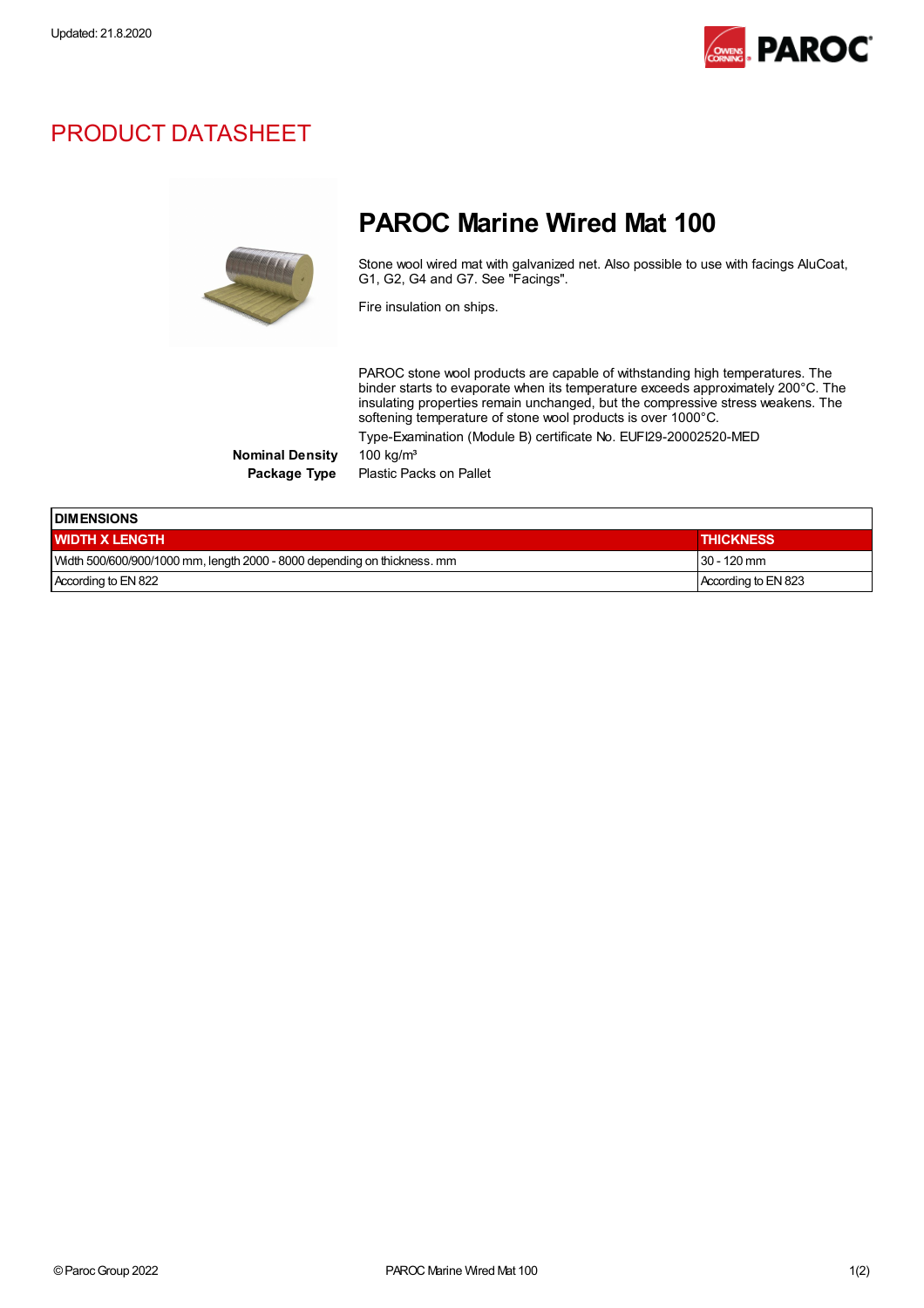Updated: 21.8.2020

# PRODUCT DATASHEET

## PAROC Marine Wired Mat 100

Stone wool wired mat with galvanized net. Also possible to use with facings AluCoat, G1, G2, G4 and G7. See "Facings".

Fire insulation on ships.

PAROC stone wool products are capable of withstanding high temperatures. The binder starts to evaporate when its temperature exceeds approximately 200°C. The insulating properties remain unchanged, but the compressive stress weakens. The softening temperature of stone wool products is over 1000°C.

Type-Examination (Module B) certificate No. EUFI29-20002520-MED

**Nominal Density** 100 kg/m³

**Package Type** Plastic Packs on Pallet

| DIMENSIONS | |
|---|---|
| **WIDTH X LENGTH** | **THICKNESS** |
| Width 500/600/900/1000 mm, length 2000 - 8000 depending on thickness. mm | 30 - 120 mm |
| According to EN 822 | According to EN 823 |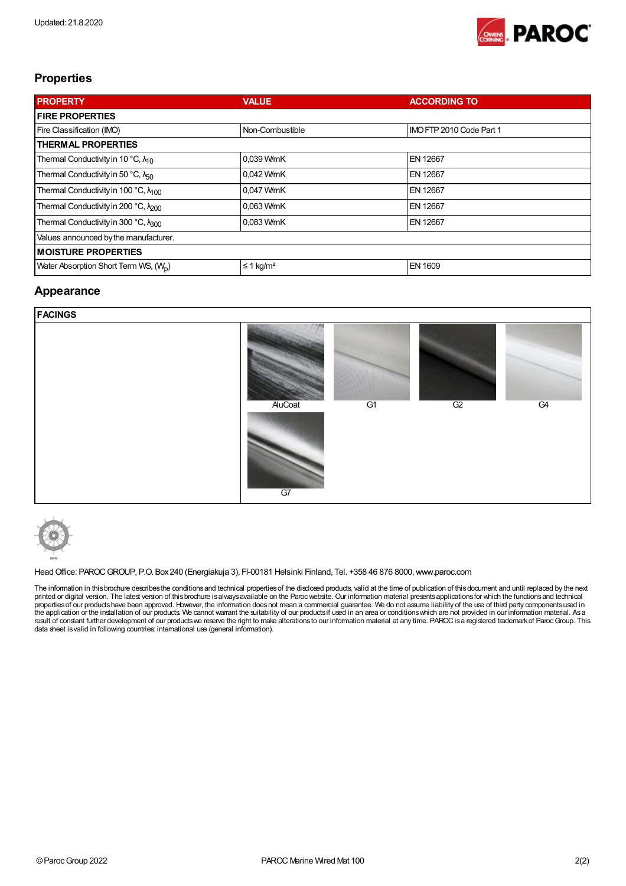Updated: 21.8.2020

## Properties

| PROPERTY | VALUE | ACCORDING TO |
|---|---|---|
| **FIRE PROPERTIES** | | |
| Fire Classification (IMO) | Non-Combustible | IMO FTP 2010 Code Part 1 |
| **THERMAL PROPERTIES** | | |
| Thermal Conductivity in 10 °C, $\lambda_{10}$ | 0,039 W/mK | EN 12667 |
| Thermal Conductivity in 50 °C, $\lambda_{50}$ | 0,042 W/mK | EN 12667 |
| Thermal Conductivity in 100 °C, $\lambda_{100}$ | 0,047 W/mK | EN 12667 |
| Thermal Conductivity in 200 °C, $\lambda_{200}$ | 0,063 W/mK | EN 12667 |
| Thermal Conductivity in 300 °C, $\lambda_{300}$ | 0,083 W/mK | EN 12667 |
| Values announced by the manufacturer. | | |
| **MOISTURE PROPERTIES** | | |
| Water Absorption Short Term WS, ($W_p$) | ≤ 1 kg/m² | EN 1609 |

## Appearance

| FACINGS | |
|---|---|
| | AluCoat, G1, G2, G4, G7 |

Head Office: PAROC GROUP, P.O. Box 240 (Energiakuja 3), FI-00181 Helsinki Finland, Tel. +358 46 876 8000, www.paroc.com

The information in this brochure describes the conditions and technical properties of the disclosed products, valid at the time of publication of this document and until replaced by the next printed or digital version. The latest version of this brochure is always available on the Paroc website. Our information material presents applications for which the functions and technical properties of our products have been approved. However, the information does not mean a commercial guarantee. We do not assume liability of the use of third party components used in the application or the installation of our products. We cannot warrant the suitability of our products if used in an area or conditions which are not provided in our information material. As a result of constant further development of our products we reserve the right to make alterations to our information material at any time. PAROC is a registered trademark of Paroc Group. This data sheet is valid in following countries: international use (general information).

© Paroc Group 2022 PAROC Marine Wired Mat 100